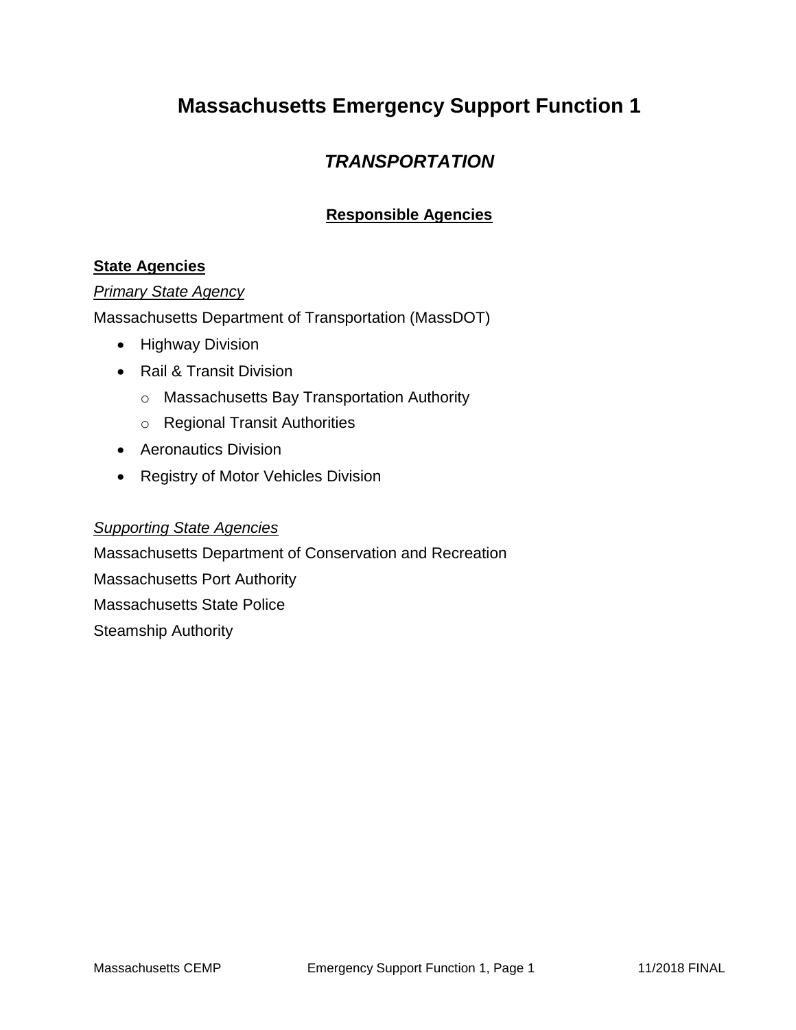# Massachusetts Emergency Support Function 1

## *TRANSPORTATION*

### Responsible Agencies

**State Agencies**

*Primary State Agency*

Massachusetts Department of Transportation (MassDOT)

- Highway Division
- Rail & Transit Division
  - Massachusetts Bay Transportation Authority
  - Regional Transit Authorities
- Aeronautics Division
- Registry of Motor Vehicles Division

*Supporting State Agencies*

Massachusetts Department of Conservation and Recreation

Massachusetts Port Authority

Massachusetts State Police

Steamship Authority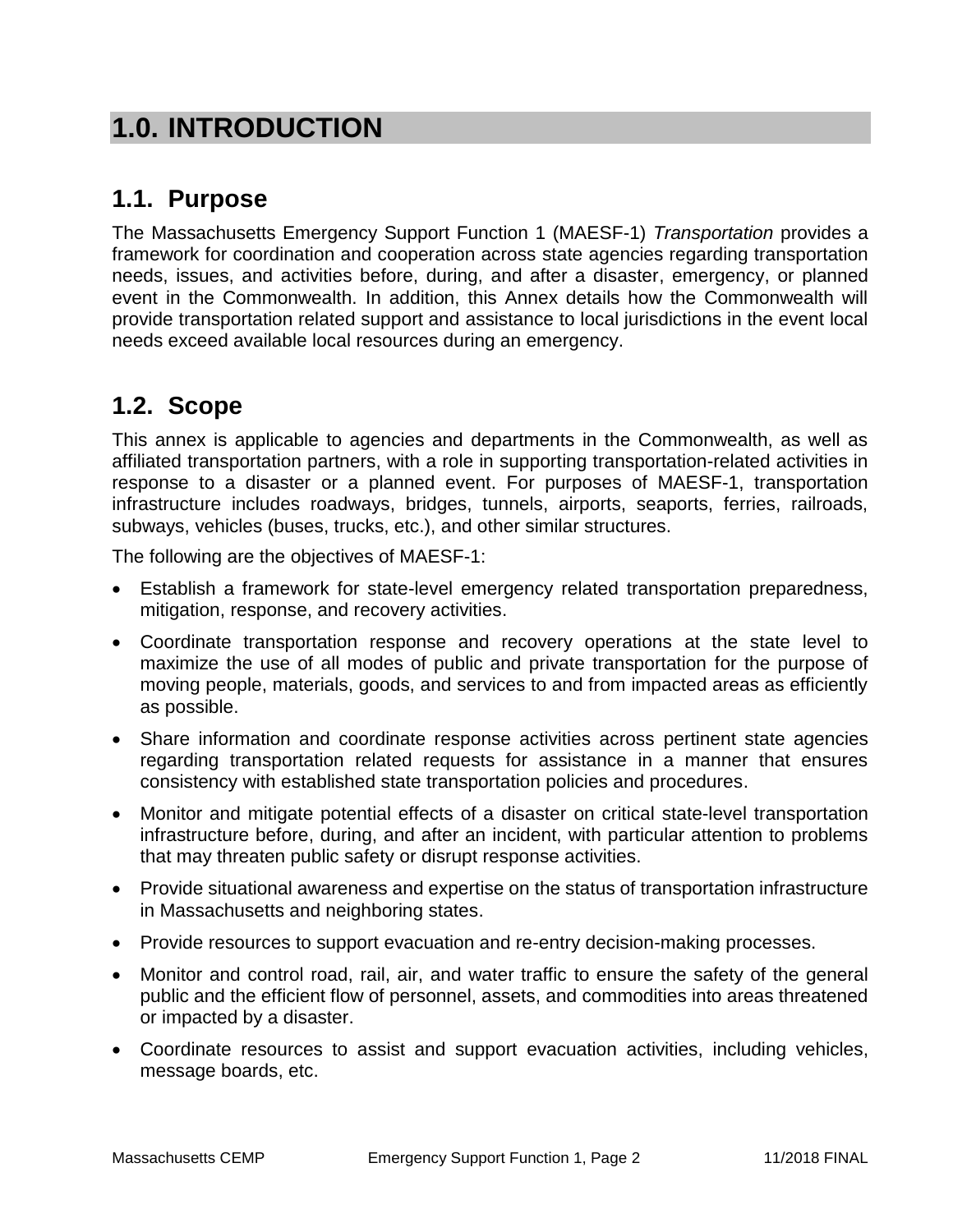# 1.0. INTRODUCTION

## 1.1. Purpose

The Massachusetts Emergency Support Function 1 (MAESF-1) *Transportation* provides a framework for coordination and cooperation across state agencies regarding transportation needs, issues, and activities before, during, and after a disaster, emergency, or planned event in the Commonwealth. In addition, this Annex details how the Commonwealth will provide transportation related support and assistance to local jurisdictions in the event local needs exceed available local resources during an emergency.

## 1.2. Scope

This annex is applicable to agencies and departments in the Commonwealth, as well as affiliated transportation partners, with a role in supporting transportation-related activities in response to a disaster or a planned event. For purposes of MAESF-1, transportation infrastructure includes roadways, bridges, tunnels, airports, seaports, ferries, railroads, subways, vehicles (buses, trucks, etc.), and other similar structures.

The following are the objectives of MAESF-1:

- Establish a framework for state-level emergency related transportation preparedness, mitigation, response, and recovery activities.
- Coordinate transportation response and recovery operations at the state level to maximize the use of all modes of public and private transportation for the purpose of moving people, materials, goods, and services to and from impacted areas as efficiently as possible.
- Share information and coordinate response activities across pertinent state agencies regarding transportation related requests for assistance in a manner that ensures consistency with established state transportation policies and procedures.
- Monitor and mitigate potential effects of a disaster on critical state-level transportation infrastructure before, during, and after an incident, with particular attention to problems that may threaten public safety or disrupt response activities.
- Provide situational awareness and expertise on the status of transportation infrastructure in Massachusetts and neighboring states.
- Provide resources to support evacuation and re-entry decision-making processes.
- Monitor and control road, rail, air, and water traffic to ensure the safety of the general public and the efficient flow of personnel, assets, and commodities into areas threatened or impacted by a disaster.
- Coordinate resources to assist and support evacuation activities, including vehicles, message boards, etc.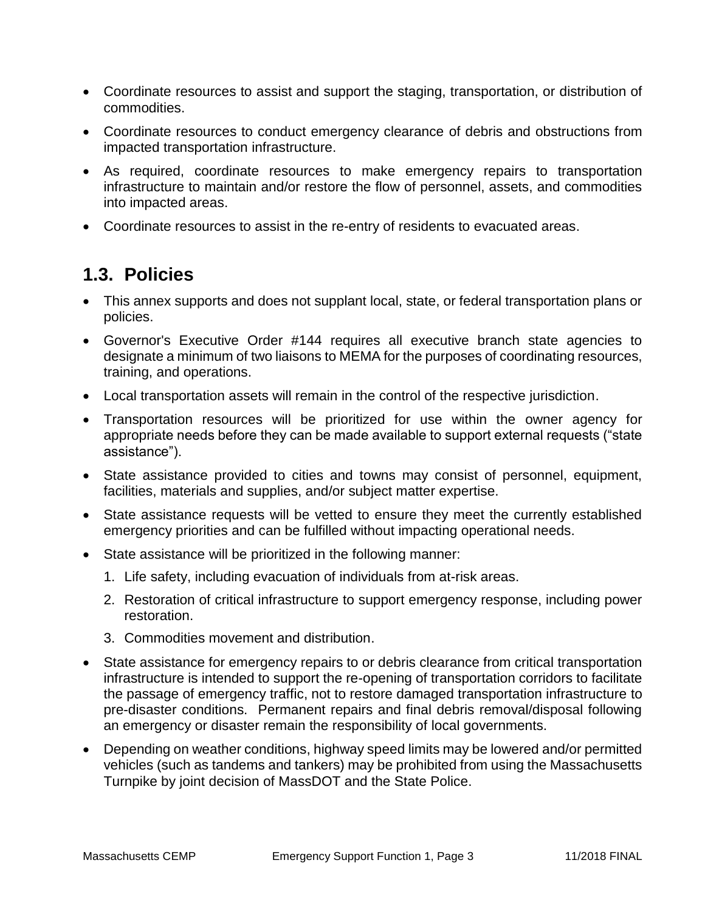- Coordinate resources to assist and support the staging, transportation, or distribution of commodities.
- Coordinate resources to conduct emergency clearance of debris and obstructions from impacted transportation infrastructure.
- As required, coordinate resources to make emergency repairs to transportation infrastructure to maintain and/or restore the flow of personnel, assets, and commodities into impacted areas.
- Coordinate resources to assist in the re-entry of residents to evacuated areas.

## 1.3. Policies

- This annex supports and does not supplant local, state, or federal transportation plans or policies.
- Governor's Executive Order #144 requires all executive branch state agencies to designate a minimum of two liaisons to MEMA for the purposes of coordinating resources, training, and operations.
- Local transportation assets will remain in the control of the respective jurisdiction.
- Transportation resources will be prioritized for use within the owner agency for appropriate needs before they can be made available to support external requests ("state assistance").
- State assistance provided to cities and towns may consist of personnel, equipment, facilities, materials and supplies, and/or subject matter expertise.
- State assistance requests will be vetted to ensure they meet the currently established emergency priorities and can be fulfilled without impacting operational needs.
- State assistance will be prioritized in the following manner:
  1. Life safety, including evacuation of individuals from at-risk areas.
  2. Restoration of critical infrastructure to support emergency response, including power restoration.
  3. Commodities movement and distribution.
- State assistance for emergency repairs to or debris clearance from critical transportation infrastructure is intended to support the re-opening of transportation corridors to facilitate the passage of emergency traffic, not to restore damaged transportation infrastructure to pre-disaster conditions. Permanent repairs and final debris removal/disposal following an emergency or disaster remain the responsibility of local governments.
- Depending on weather conditions, highway speed limits may be lowered and/or permitted vehicles (such as tandems and tankers) may be prohibited from using the Massachusetts Turnpike by joint decision of MassDOT and the State Police.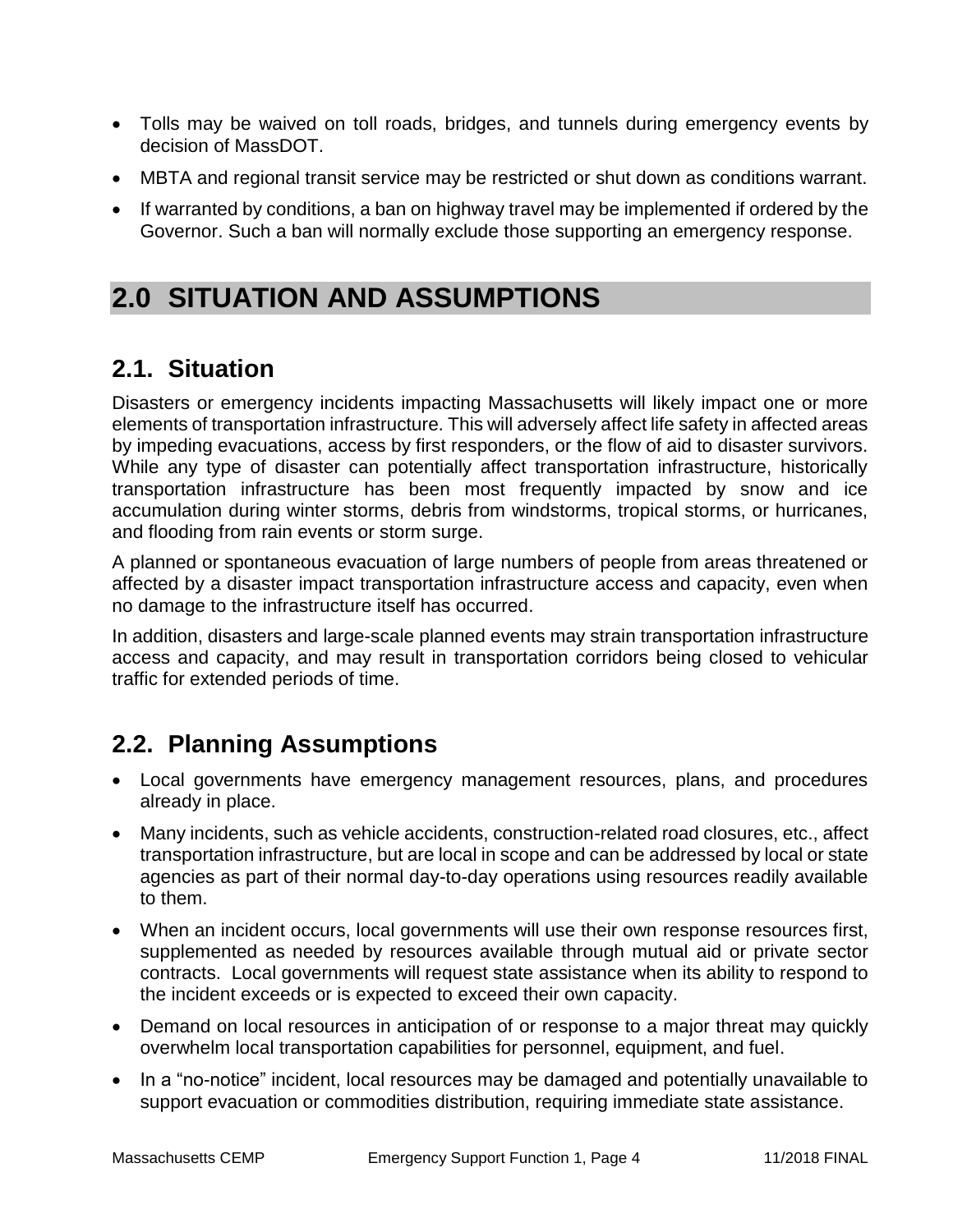- Tolls may be waived on toll roads, bridges, and tunnels during emergency events by decision of MassDOT.
- MBTA and regional transit service may be restricted or shut down as conditions warrant.
- If warranted by conditions, a ban on highway travel may be implemented if ordered by the Governor. Such a ban will normally exclude those supporting an emergency response.

# 2.0 SITUATION AND ASSUMPTIONS

## 2.1. Situation

Disasters or emergency incidents impacting Massachusetts will likely impact one or more elements of transportation infrastructure. This will adversely affect life safety in affected areas by impeding evacuations, access by first responders, or the flow of aid to disaster survivors. While any type of disaster can potentially affect transportation infrastructure, historically transportation infrastructure has been most frequently impacted by snow and ice accumulation during winter storms, debris from windstorms, tropical storms, or hurricanes, and flooding from rain events or storm surge.

A planned or spontaneous evacuation of large numbers of people from areas threatened or affected by a disaster impact transportation infrastructure access and capacity, even when no damage to the infrastructure itself has occurred.

In addition, disasters and large-scale planned events may strain transportation infrastructure access and capacity, and may result in transportation corridors being closed to vehicular traffic for extended periods of time.

## 2.2. Planning Assumptions

- Local governments have emergency management resources, plans, and procedures already in place.
- Many incidents, such as vehicle accidents, construction-related road closures, etc., affect transportation infrastructure, but are local in scope and can be addressed by local or state agencies as part of their normal day-to-day operations using resources readily available to them.
- When an incident occurs, local governments will use their own response resources first, supplemented as needed by resources available through mutual aid or private sector contracts. Local governments will request state assistance when its ability to respond to the incident exceeds or is expected to exceed their own capacity.
- Demand on local resources in anticipation of or response to a major threat may quickly overwhelm local transportation capabilities for personnel, equipment, and fuel.
- In a "no-notice" incident, local resources may be damaged and potentially unavailable to support evacuation or commodities distribution, requiring immediate state assistance.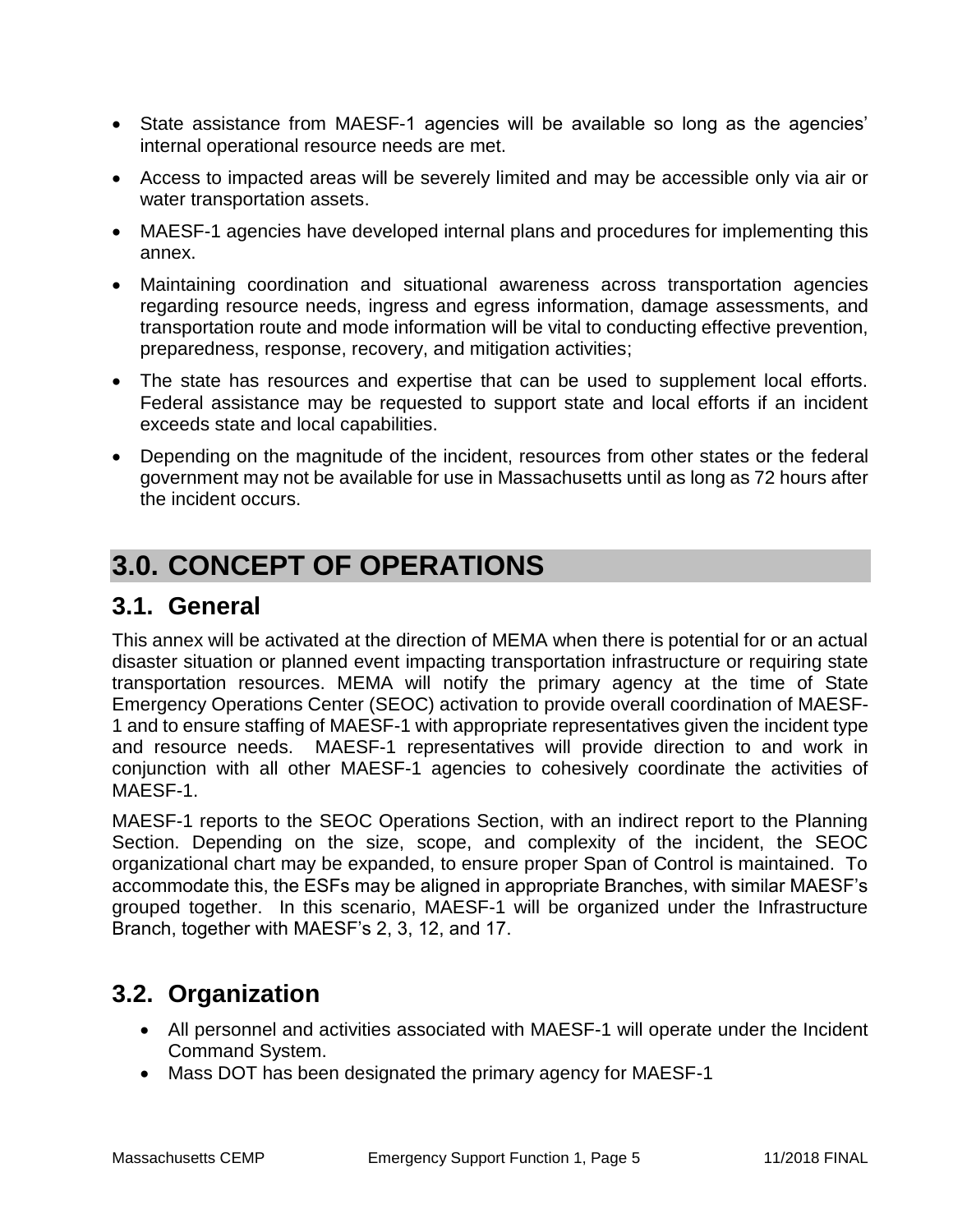- State assistance from MAESF-1 agencies will be available so long as the agencies' internal operational resource needs are met.
- Access to impacted areas will be severely limited and may be accessible only via air or water transportation assets.
- MAESF-1 agencies have developed internal plans and procedures for implementing this annex.
- Maintaining coordination and situational awareness across transportation agencies regarding resource needs, ingress and egress information, damage assessments, and transportation route and mode information will be vital to conducting effective prevention, preparedness, response, recovery, and mitigation activities;
- The state has resources and expertise that can be used to supplement local efforts. Federal assistance may be requested to support state and local efforts if an incident exceeds state and local capabilities.
- Depending on the magnitude of the incident, resources from other states or the federal government may not be available for use in Massachusetts until as long as 72 hours after the incident occurs.

# 3.0. CONCEPT OF OPERATIONS

## 3.1. General

This annex will be activated at the direction of MEMA when there is potential for or an actual disaster situation or planned event impacting transportation infrastructure or requiring state transportation resources. MEMA will notify the primary agency at the time of State Emergency Operations Center (SEOC) activation to provide overall coordination of MAESF-1 and to ensure staffing of MAESF-1 with appropriate representatives given the incident type and resource needs. MAESF-1 representatives will provide direction to and work in conjunction with all other MAESF-1 agencies to cohesively coordinate the activities of MAESF-1.

MAESF-1 reports to the SEOC Operations Section, with an indirect report to the Planning Section. Depending on the size, scope, and complexity of the incident, the SEOC organizational chart may be expanded, to ensure proper Span of Control is maintained. To accommodate this, the ESFs may be aligned in appropriate Branches, with similar MAESF's grouped together. In this scenario, MAESF-1 will be organized under the Infrastructure Branch, together with MAESF's 2, 3, 12, and 17.

## 3.2. Organization

- All personnel and activities associated with MAESF-1 will operate under the Incident Command System.
- Mass DOT has been designated the primary agency for MAESF-1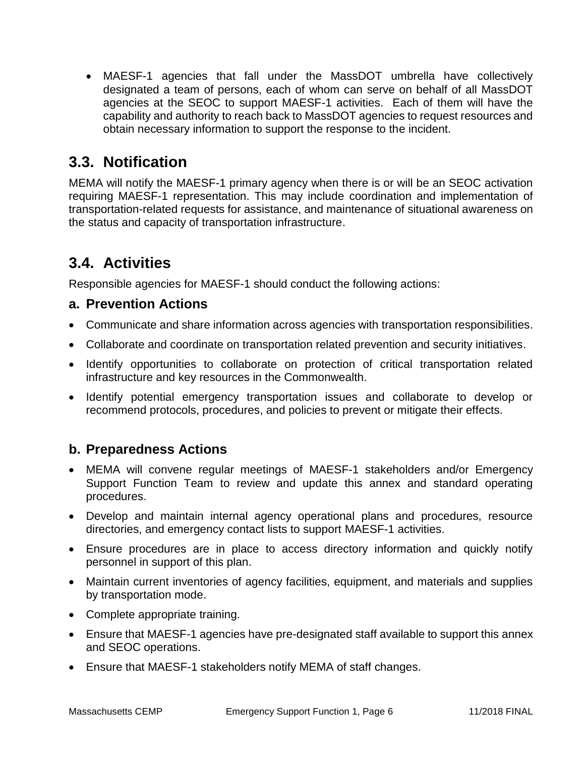- MAESF-1 agencies that fall under the MassDOT umbrella have collectively designated a team of persons, each of whom can serve on behalf of all MassDOT agencies at the SEOC to support MAESF-1 activities. Each of them will have the capability and authority to reach back to MassDOT agencies to request resources and obtain necessary information to support the response to the incident.

## 3.3. Notification

MEMA will notify the MAESF-1 primary agency when there is or will be an SEOC activation requiring MAESF-1 representation. This may include coordination and implementation of transportation-related requests for assistance, and maintenance of situational awareness on the status and capacity of transportation infrastructure.

## 3.4. Activities

Responsible agencies for MAESF-1 should conduct the following actions:

### a. Prevention Actions

- Communicate and share information across agencies with transportation responsibilities.
- Collaborate and coordinate on transportation related prevention and security initiatives.
- Identify opportunities to collaborate on protection of critical transportation related infrastructure and key resources in the Commonwealth.
- Identify potential emergency transportation issues and collaborate to develop or recommend protocols, procedures, and policies to prevent or mitigate their effects.

### b. Preparedness Actions

- MEMA will convene regular meetings of MAESF-1 stakeholders and/or Emergency Support Function Team to review and update this annex and standard operating procedures.
- Develop and maintain internal agency operational plans and procedures, resource directories, and emergency contact lists to support MAESF-1 activities.
- Ensure procedures are in place to access directory information and quickly notify personnel in support of this plan.
- Maintain current inventories of agency facilities, equipment, and materials and supplies by transportation mode.
- Complete appropriate training.
- Ensure that MAESF-1 agencies have pre-designated staff available to support this annex and SEOC operations.
- Ensure that MAESF-1 stakeholders notify MEMA of staff changes.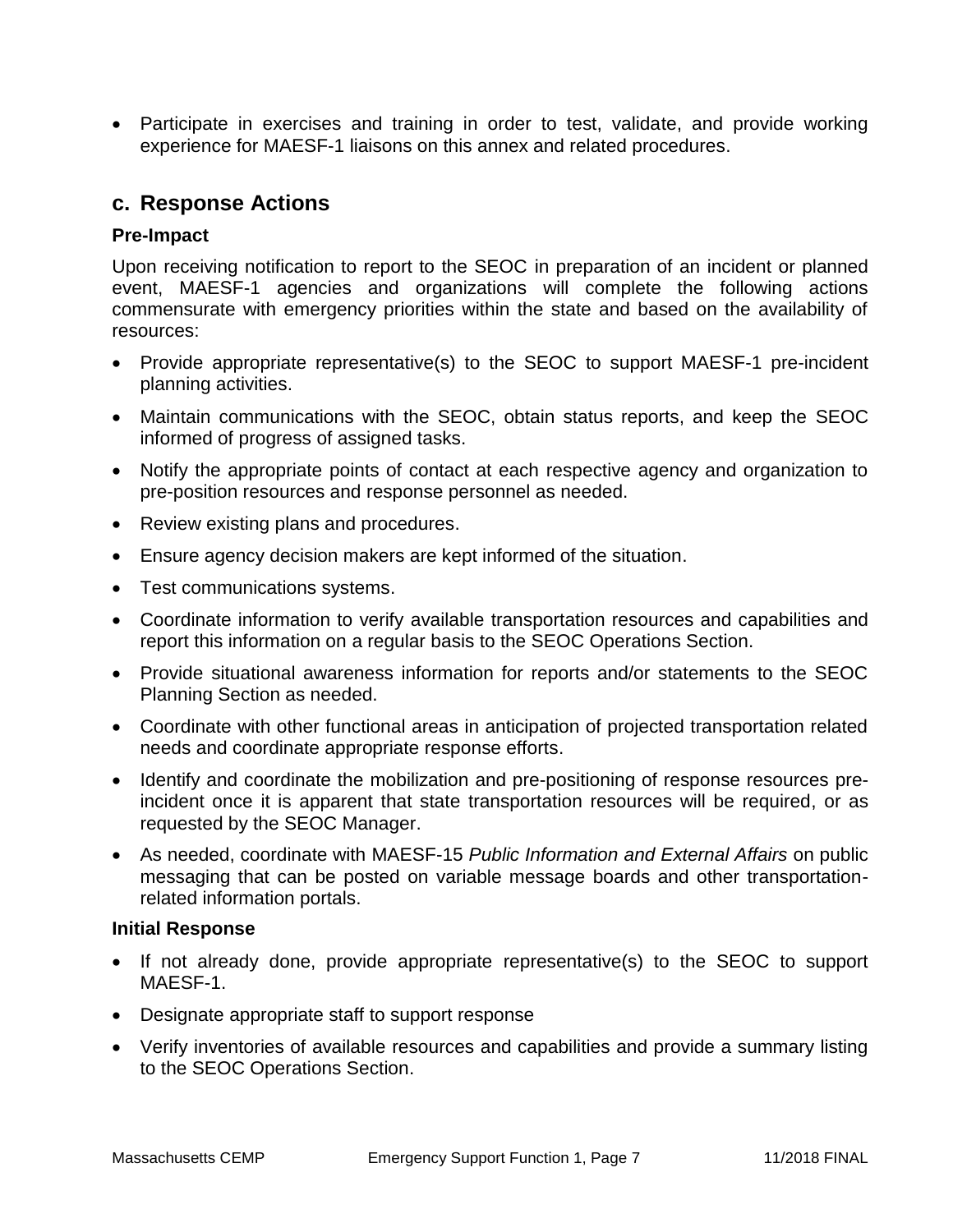- Participate in exercises and training in order to test, validate, and provide working experience for MAESF-1 liaisons on this annex and related procedures.

## c. Response Actions

**Pre-Impact**

Upon receiving notification to report to the SEOC in preparation of an incident or planned event, MAESF-1 agencies and organizations will complete the following actions commensurate with emergency priorities within the state and based on the availability of resources:

- Provide appropriate representative(s) to the SEOC to support MAESF-1 pre-incident planning activities.
- Maintain communications with the SEOC, obtain status reports, and keep the SEOC informed of progress of assigned tasks.
- Notify the appropriate points of contact at each respective agency and organization to pre-position resources and response personnel as needed.
- Review existing plans and procedures.
- Ensure agency decision makers are kept informed of the situation.
- Test communications systems.
- Coordinate information to verify available transportation resources and capabilities and report this information on a regular basis to the SEOC Operations Section.
- Provide situational awareness information for reports and/or statements to the SEOC Planning Section as needed.
- Coordinate with other functional areas in anticipation of projected transportation related needs and coordinate appropriate response efforts.
- Identify and coordinate the mobilization and pre-positioning of response resources pre-incident once it is apparent that state transportation resources will be required, or as requested by the SEOC Manager.
- As needed, coordinate with MAESF-15 *Public Information and External Affairs* on public messaging that can be posted on variable message boards and other transportation-related information portals.

**Initial Response**

- If not already done, provide appropriate representative(s) to the SEOC to support MAESF-1.
- Designate appropriate staff to support response
- Verify inventories of available resources and capabilities and provide a summary listing to the SEOC Operations Section.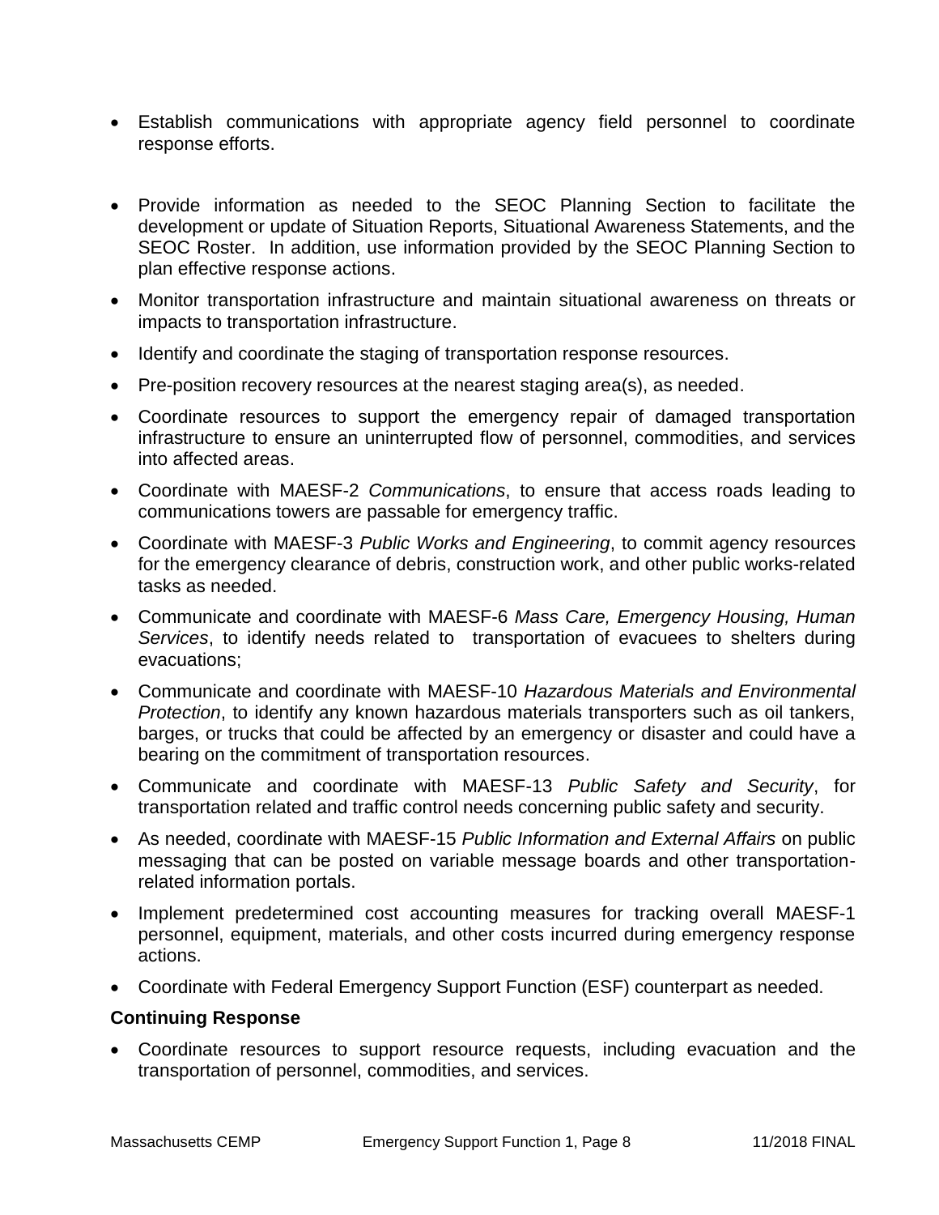- Establish communications with appropriate agency field personnel to coordinate response efforts.
- Provide information as needed to the SEOC Planning Section to facilitate the development or update of Situation Reports, Situational Awareness Statements, and the SEOC Roster. In addition, use information provided by the SEOC Planning Section to plan effective response actions.
- Monitor transportation infrastructure and maintain situational awareness on threats or impacts to transportation infrastructure.
- Identify and coordinate the staging of transportation response resources.
- Pre-position recovery resources at the nearest staging area(s), as needed.
- Coordinate resources to support the emergency repair of damaged transportation infrastructure to ensure an uninterrupted flow of personnel, commodities, and services into affected areas.
- Coordinate with MAESF-2 *Communications*, to ensure that access roads leading to communications towers are passable for emergency traffic.
- Coordinate with MAESF-3 *Public Works and Engineering*, to commit agency resources for the emergency clearance of debris, construction work, and other public works-related tasks as needed.
- Communicate and coordinate with MAESF-6 *Mass Care, Emergency Housing, Human Services*, to identify needs related to transportation of evacuees to shelters during evacuations;
- Communicate and coordinate with MAESF-10 *Hazardous Materials and Environmental Protection*, to identify any known hazardous materials transporters such as oil tankers, barges, or trucks that could be affected by an emergency or disaster and could have a bearing on the commitment of transportation resources.
- Communicate and coordinate with MAESF-13 *Public Safety and Security*, for transportation related and traffic control needs concerning public safety and security.
- As needed, coordinate with MAESF-15 *Public Information and External Affairs* on public messaging that can be posted on variable message boards and other transportation-related information portals.
- Implement predetermined cost accounting measures for tracking overall MAESF-1 personnel, equipment, materials, and other costs incurred during emergency response actions.
- Coordinate with Federal Emergency Support Function (ESF) counterpart as needed.

**Continuing Response**

- Coordinate resources to support resource requests, including evacuation and the transportation of personnel, commodities, and services.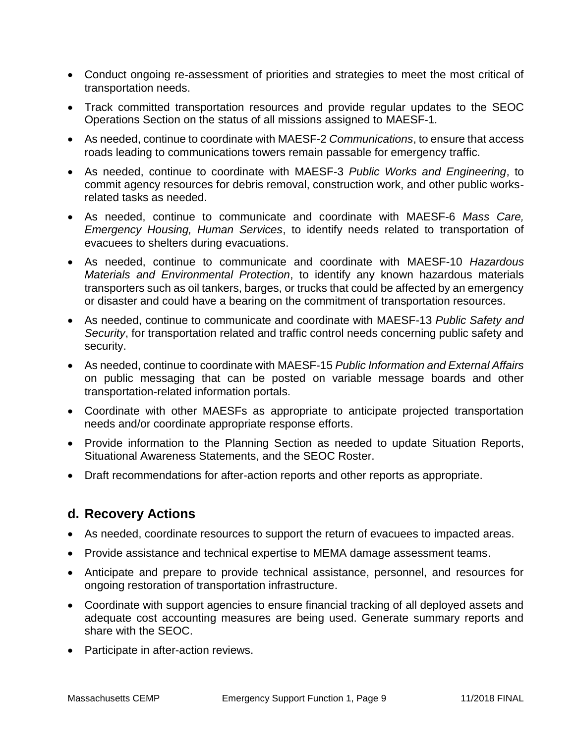- Conduct ongoing re-assessment of priorities and strategies to meet the most critical of transportation needs.
- Track committed transportation resources and provide regular updates to the SEOC Operations Section on the status of all missions assigned to MAESF-1.
- As needed, continue to coordinate with MAESF-2 *Communications*, to ensure that access roads leading to communications towers remain passable for emergency traffic.
- As needed, continue to coordinate with MAESF-3 *Public Works and Engineering*, to commit agency resources for debris removal, construction work, and other public works-related tasks as needed.
- As needed, continue to communicate and coordinate with MAESF-6 *Mass Care, Emergency Housing, Human Services*, to identify needs related to transportation of evacuees to shelters during evacuations.
- As needed, continue to communicate and coordinate with MAESF-10 *Hazardous Materials and Environmental Protection*, to identify any known hazardous materials transporters such as oil tankers, barges, or trucks that could be affected by an emergency or disaster and could have a bearing on the commitment of transportation resources.
- As needed, continue to communicate and coordinate with MAESF-13 *Public Safety and Security*, for transportation related and traffic control needs concerning public safety and security.
- As needed, continue to coordinate with MAESF-15 *Public Information and External Affairs* on public messaging that can be posted on variable message boards and other transportation-related information portals.
- Coordinate with other MAESFs as appropriate to anticipate projected transportation needs and/or coordinate appropriate response efforts.
- Provide information to the Planning Section as needed to update Situation Reports, Situational Awareness Statements, and the SEOC Roster.
- Draft recommendations for after-action reports and other reports as appropriate.

## d. Recovery Actions

- As needed, coordinate resources to support the return of evacuees to impacted areas.
- Provide assistance and technical expertise to MEMA damage assessment teams.
- Anticipate and prepare to provide technical assistance, personnel, and resources for ongoing restoration of transportation infrastructure.
- Coordinate with support agencies to ensure financial tracking of all deployed assets and adequate cost accounting measures are being used. Generate summary reports and share with the SEOC.
- Participate in after-action reviews.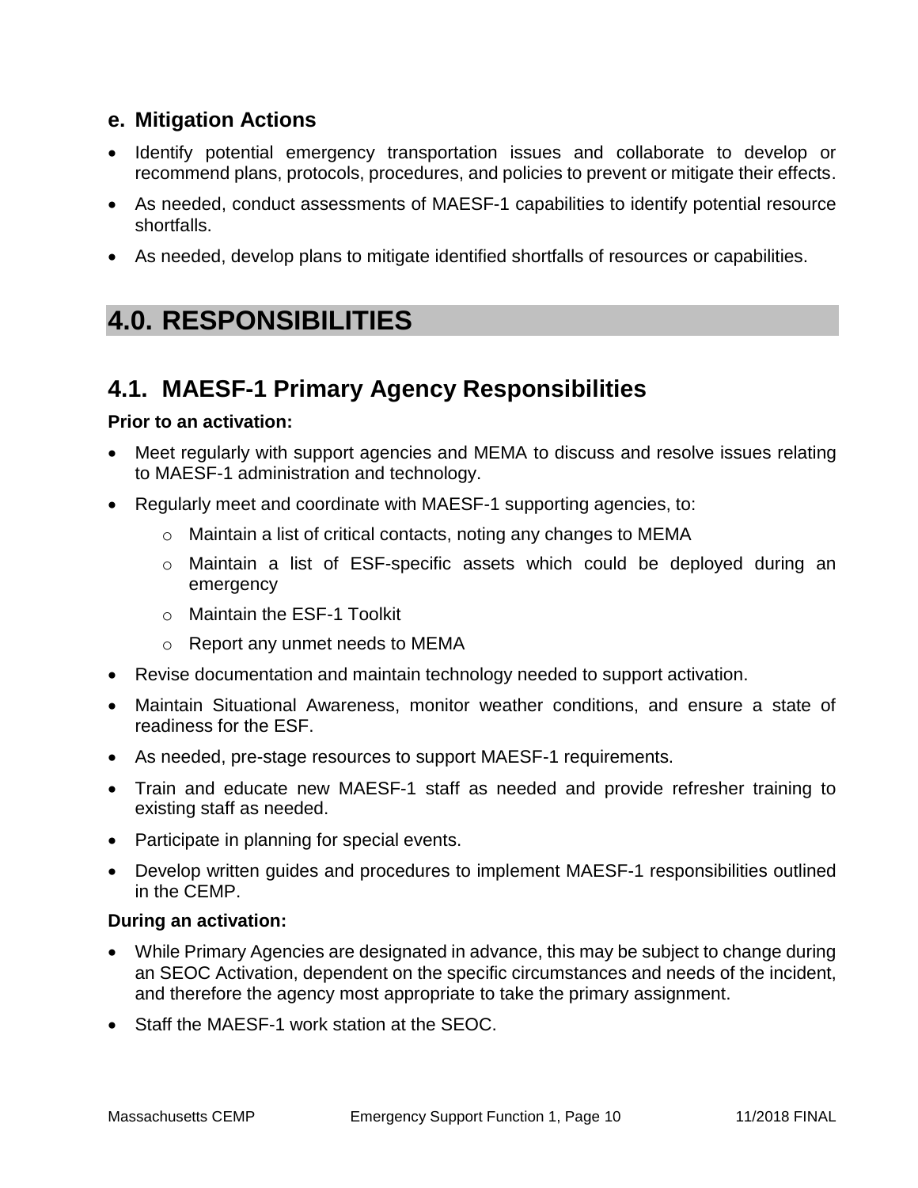### e. Mitigation Actions

- Identify potential emergency transportation issues and collaborate to develop or recommend plans, protocols, procedures, and policies to prevent or mitigate their effects.
- As needed, conduct assessments of MAESF-1 capabilities to identify potential resource shortfalls.
- As needed, develop plans to mitigate identified shortfalls of resources or capabilities.

# 4.0. RESPONSIBILITIES

## 4.1. MAESF-1 Primary Agency Responsibilities

**Prior to an activation:**

- Meet regularly with support agencies and MEMA to discuss and resolve issues relating to MAESF-1 administration and technology.
- Regularly meet and coordinate with MAESF-1 supporting agencies, to:
  - Maintain a list of critical contacts, noting any changes to MEMA
  - Maintain a list of ESF-specific assets which could be deployed during an emergency
  - Maintain the ESF-1 Toolkit
  - Report any unmet needs to MEMA
- Revise documentation and maintain technology needed to support activation.
- Maintain Situational Awareness, monitor weather conditions, and ensure a state of readiness for the ESF.
- As needed, pre-stage resources to support MAESF-1 requirements.
- Train and educate new MAESF-1 staff as needed and provide refresher training to existing staff as needed.
- Participate in planning for special events.
- Develop written guides and procedures to implement MAESF-1 responsibilities outlined in the CEMP.

**During an activation:**

- While Primary Agencies are designated in advance, this may be subject to change during an SEOC Activation, dependent on the specific circumstances and needs of the incident, and therefore the agency most appropriate to take the primary assignment.
- Staff the MAESF-1 work station at the SEOC.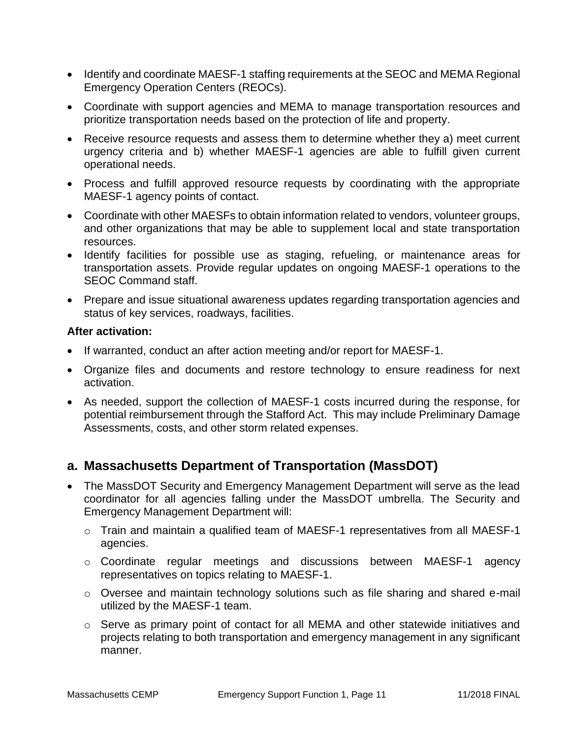- Identify and coordinate MAESF-1 staffing requirements at the SEOC and MEMA Regional Emergency Operation Centers (REOCs).
- Coordinate with support agencies and MEMA to manage transportation resources and prioritize transportation needs based on the protection of life and property.
- Receive resource requests and assess them to determine whether they a) meet current urgency criteria and b) whether MAESF-1 agencies are able to fulfill given current operational needs.
- Process and fulfill approved resource requests by coordinating with the appropriate MAESF-1 agency points of contact.
- Coordinate with other MAESFs to obtain information related to vendors, volunteer groups, and other organizations that may be able to supplement local and state transportation resources.
- Identify facilities for possible use as staging, refueling, or maintenance areas for transportation assets. Provide regular updates on ongoing MAESF-1 operations to the SEOC Command staff.
- Prepare and issue situational awareness updates regarding transportation agencies and status of key services, roadways, facilities.

**After activation:**

- If warranted, conduct an after action meeting and/or report for MAESF-1.
- Organize files and documents and restore technology to ensure readiness for next activation.
- As needed, support the collection of MAESF-1 costs incurred during the response, for potential reimbursement through the Stafford Act. This may include Preliminary Damage Assessments, costs, and other storm related expenses.

## a. Massachusetts Department of Transportation (MassDOT)

- The MassDOT Security and Emergency Management Department will serve as the lead coordinator for all agencies falling under the MassDOT umbrella. The Security and Emergency Management Department will:
  - Train and maintain a qualified team of MAESF-1 representatives from all MAESF-1 agencies.
  - Coordinate regular meetings and discussions between MAESF-1 agency representatives on topics relating to MAESF-1.
  - Oversee and maintain technology solutions such as file sharing and shared e-mail utilized by the MAESF-1 team.
  - Serve as primary point of contact for all MEMA and other statewide initiatives and projects relating to both transportation and emergency management in any significant manner.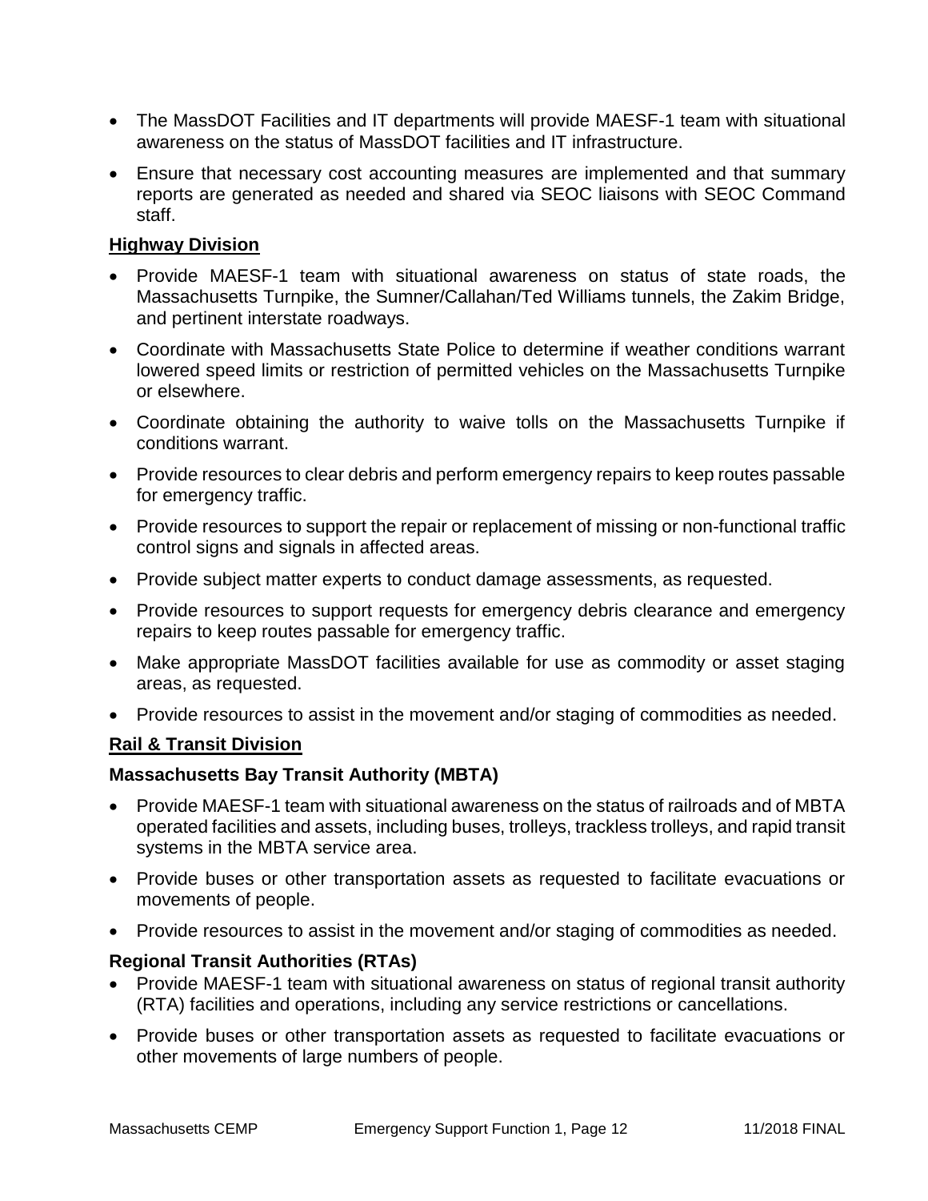- The MassDOT Facilities and IT departments will provide MAESF-1 team with situational awareness on the status of MassDOT facilities and IT infrastructure.
- Ensure that necessary cost accounting measures are implemented and that summary reports are generated as needed and shared via SEOC liaisons with SEOC Command staff.

**Highway Division**

- Provide MAESF-1 team with situational awareness on status of state roads, the Massachusetts Turnpike, the Sumner/Callahan/Ted Williams tunnels, the Zakim Bridge, and pertinent interstate roadways.
- Coordinate with Massachusetts State Police to determine if weather conditions warrant lowered speed limits or restriction of permitted vehicles on the Massachusetts Turnpike or elsewhere.
- Coordinate obtaining the authority to waive tolls on the Massachusetts Turnpike if conditions warrant.
- Provide resources to clear debris and perform emergency repairs to keep routes passable for emergency traffic.
- Provide resources to support the repair or replacement of missing or non-functional traffic control signs and signals in affected areas.
- Provide subject matter experts to conduct damage assessments, as requested.
- Provide resources to support requests for emergency debris clearance and emergency repairs to keep routes passable for emergency traffic.
- Make appropriate MassDOT facilities available for use as commodity or asset staging areas, as requested.
- Provide resources to assist in the movement and/or staging of commodities as needed.

**Rail & Transit Division**

**Massachusetts Bay Transit Authority (MBTA)**

- Provide MAESF-1 team with situational awareness on the status of railroads and of MBTA operated facilities and assets, including buses, trolleys, trackless trolleys, and rapid transit systems in the MBTA service area.
- Provide buses or other transportation assets as requested to facilitate evacuations or movements of people.
- Provide resources to assist in the movement and/or staging of commodities as needed.

**Regional Transit Authorities (RTAs)**

- Provide MAESF-1 team with situational awareness on status of regional transit authority (RTA) facilities and operations, including any service restrictions or cancellations.
- Provide buses or other transportation assets as requested to facilitate evacuations or other movements of large numbers of people.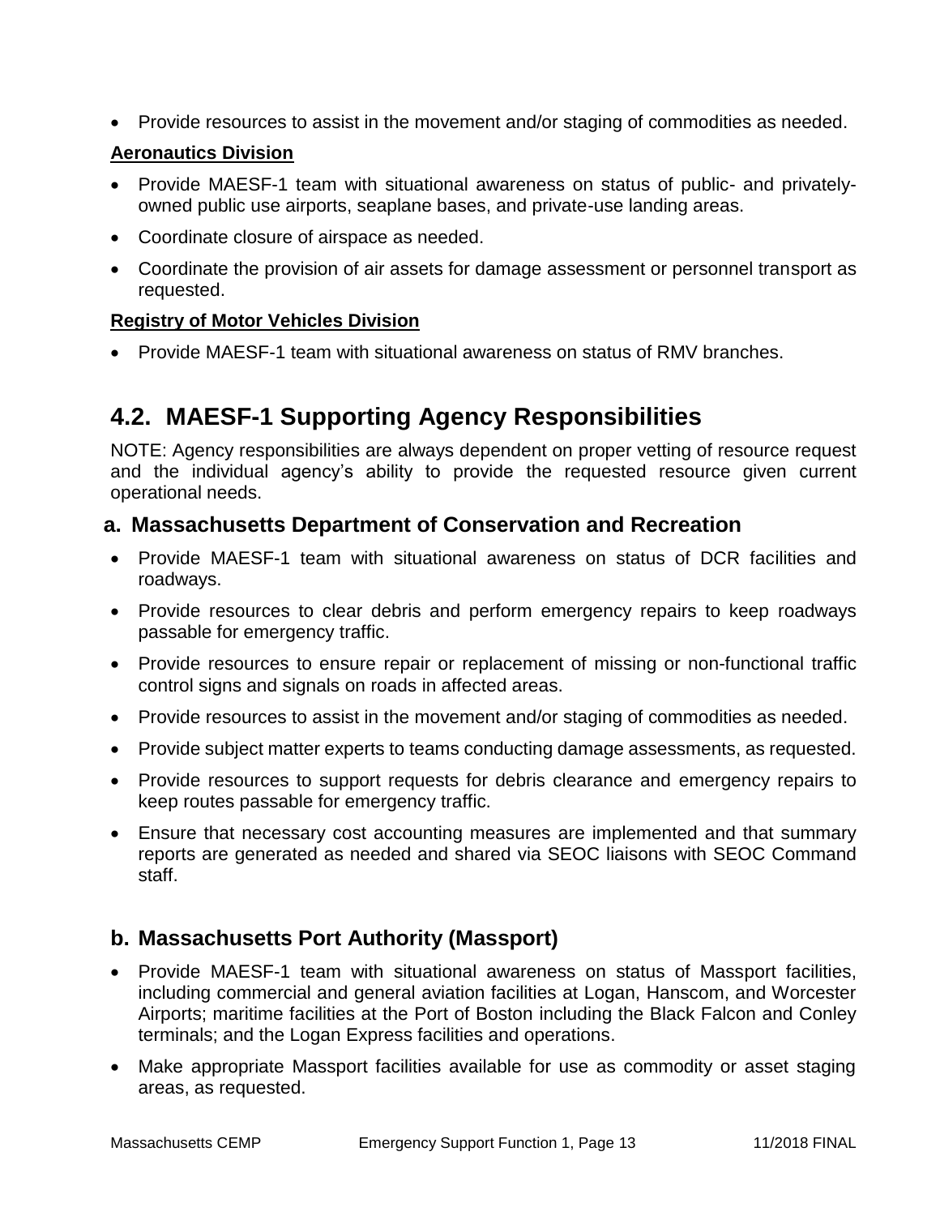- Provide resources to assist in the movement and/or staging of commodities as needed.

**Aeronautics Division**

- Provide MAESF-1 team with situational awareness on status of public- and privately-owned public use airports, seaplane bases, and private-use landing areas.
- Coordinate closure of airspace as needed.
- Coordinate the provision of air assets for damage assessment or personnel transport as requested.

**Registry of Motor Vehicles Division**

- Provide MAESF-1 team with situational awareness on status of RMV branches.

## 4.2. MAESF-1 Supporting Agency Responsibilities

NOTE: Agency responsibilities are always dependent on proper vetting of resource request and the individual agency's ability to provide the requested resource given current operational needs.

### a. Massachusetts Department of Conservation and Recreation

- Provide MAESF-1 team with situational awareness on status of DCR facilities and roadways.
- Provide resources to clear debris and perform emergency repairs to keep roadways passable for emergency traffic.
- Provide resources to ensure repair or replacement of missing or non-functional traffic control signs and signals on roads in affected areas.
- Provide resources to assist in the movement and/or staging of commodities as needed.
- Provide subject matter experts to teams conducting damage assessments, as requested.
- Provide resources to support requests for debris clearance and emergency repairs to keep routes passable for emergency traffic.
- Ensure that necessary cost accounting measures are implemented and that summary reports are generated as needed and shared via SEOC liaisons with SEOC Command staff.

### b. Massachusetts Port Authority (Massport)

- Provide MAESF-1 team with situational awareness on status of Massport facilities, including commercial and general aviation facilities at Logan, Hanscom, and Worcester Airports; maritime facilities at the Port of Boston including the Black Falcon and Conley terminals; and the Logan Express facilities and operations.
- Make appropriate Massport facilities available for use as commodity or asset staging areas, as requested.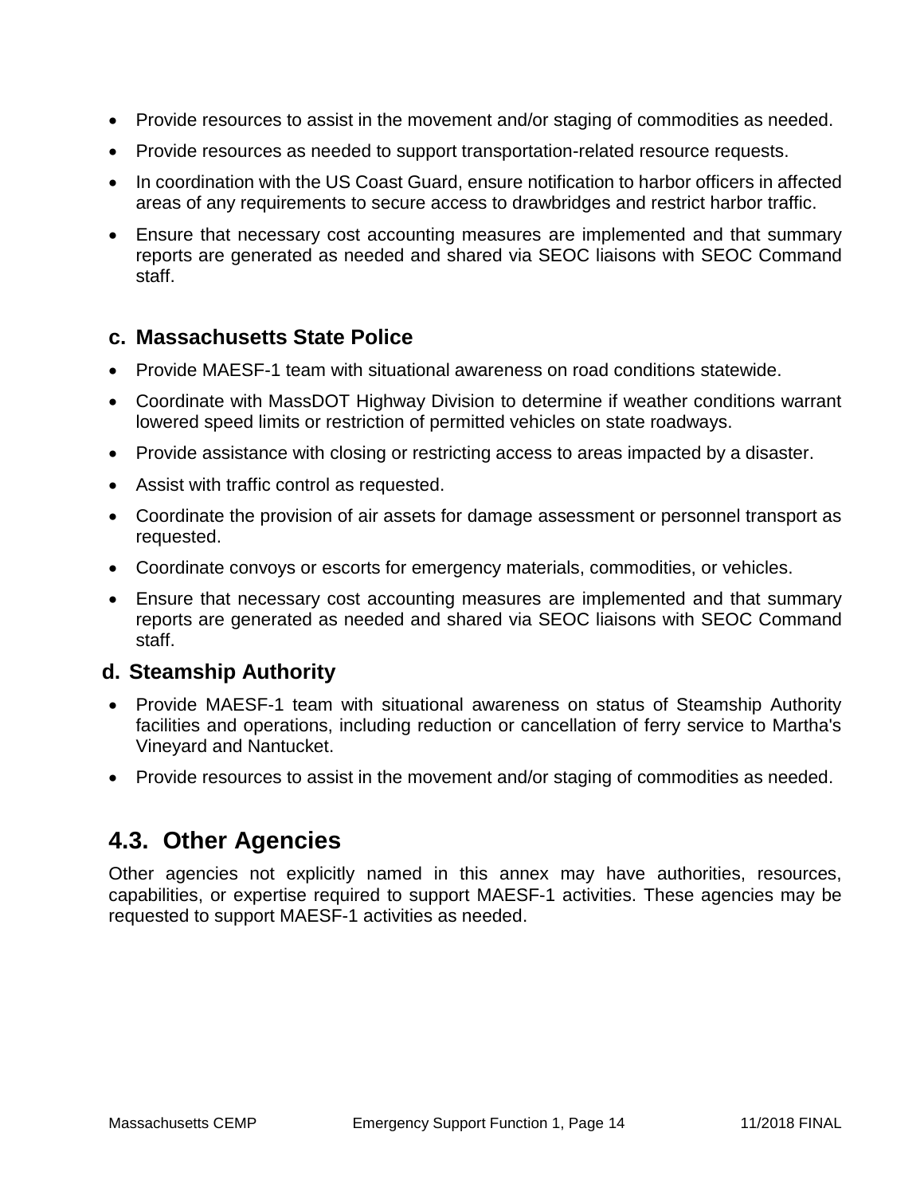- Provide resources to assist in the movement and/or staging of commodities as needed.
- Provide resources as needed to support transportation-related resource requests.
- In coordination with the US Coast Guard, ensure notification to harbor officers in affected areas of any requirements to secure access to drawbridges and restrict harbor traffic.
- Ensure that necessary cost accounting measures are implemented and that summary reports are generated as needed and shared via SEOC liaisons with SEOC Command staff.

### c. Massachusetts State Police

- Provide MAESF-1 team with situational awareness on road conditions statewide.
- Coordinate with MassDOT Highway Division to determine if weather conditions warrant lowered speed limits or restriction of permitted vehicles on state roadways.
- Provide assistance with closing or restricting access to areas impacted by a disaster.
- Assist with traffic control as requested.
- Coordinate the provision of air assets for damage assessment or personnel transport as requested.
- Coordinate convoys or escorts for emergency materials, commodities, or vehicles.
- Ensure that necessary cost accounting measures are implemented and that summary reports are generated as needed and shared via SEOC liaisons with SEOC Command staff.

### d. Steamship Authority

- Provide MAESF-1 team with situational awareness on status of Steamship Authority facilities and operations, including reduction or cancellation of ferry service to Martha's Vineyard and Nantucket.
- Provide resources to assist in the movement and/or staging of commodities as needed.

## 4.3. Other Agencies

Other agencies not explicitly named in this annex may have authorities, resources, capabilities, or expertise required to support MAESF-1 activities. These agencies may be requested to support MAESF-1 activities as needed.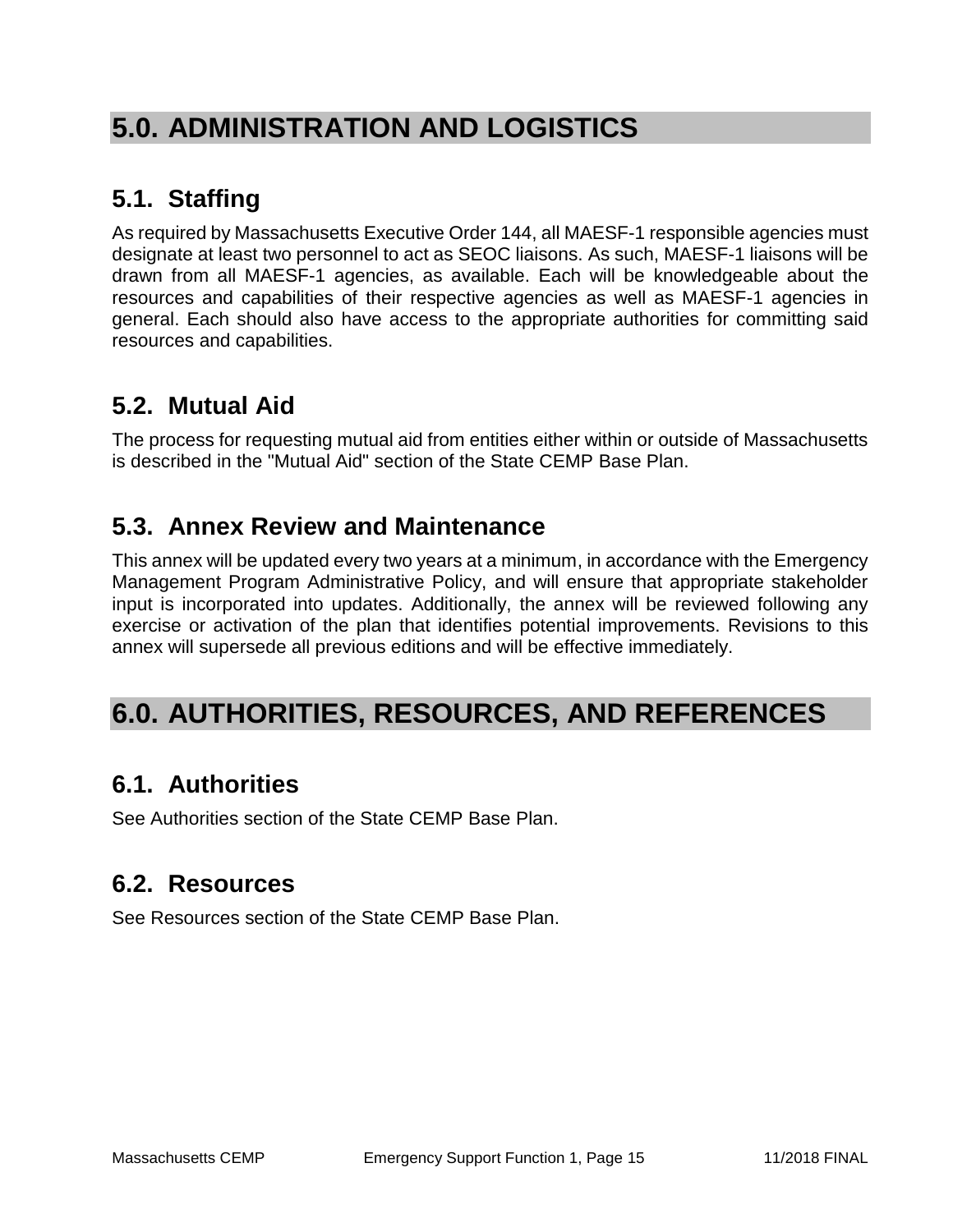# 5.0. ADMINISTRATION AND LOGISTICS

## 5.1. Staffing

As required by Massachusetts Executive Order 144, all MAESF-1 responsible agencies must designate at least two personnel to act as SEOC liaisons. As such, MAESF-1 liaisons will be drawn from all MAESF-1 agencies, as available. Each will be knowledgeable about the resources and capabilities of their respective agencies as well as MAESF-1 agencies in general. Each should also have access to the appropriate authorities for committing said resources and capabilities.

## 5.2. Mutual Aid

The process for requesting mutual aid from entities either within or outside of Massachusetts is described in the "Mutual Aid" section of the State CEMP Base Plan.

## 5.3. Annex Review and Maintenance

This annex will be updated every two years at a minimum, in accordance with the Emergency Management Program Administrative Policy, and will ensure that appropriate stakeholder input is incorporated into updates. Additionally, the annex will be reviewed following any exercise or activation of the plan that identifies potential improvements. Revisions to this annex will supersede all previous editions and will be effective immediately.

# 6.0. AUTHORITIES, RESOURCES, AND REFERENCES

## 6.1. Authorities

See Authorities section of the State CEMP Base Plan.

## 6.2. Resources

See Resources section of the State CEMP Base Plan.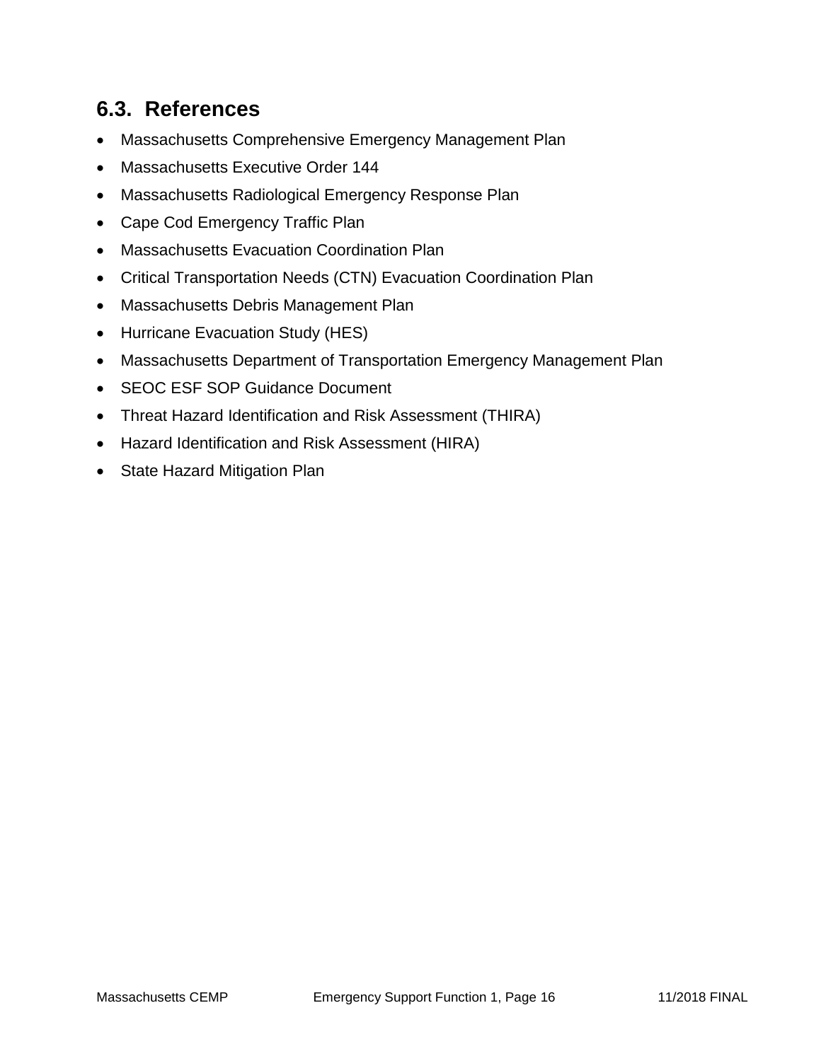## 6.3. References

- Massachusetts Comprehensive Emergency Management Plan
- Massachusetts Executive Order 144
- Massachusetts Radiological Emergency Response Plan
- Cape Cod Emergency Traffic Plan
- Massachusetts Evacuation Coordination Plan
- Critical Transportation Needs (CTN) Evacuation Coordination Plan
- Massachusetts Debris Management Plan
- Hurricane Evacuation Study (HES)
- Massachusetts Department of Transportation Emergency Management Plan
- SEOC ESF SOP Guidance Document
- Threat Hazard Identification and Risk Assessment (THIRA)
- Hazard Identification and Risk Assessment (HIRA)
- State Hazard Mitigation Plan